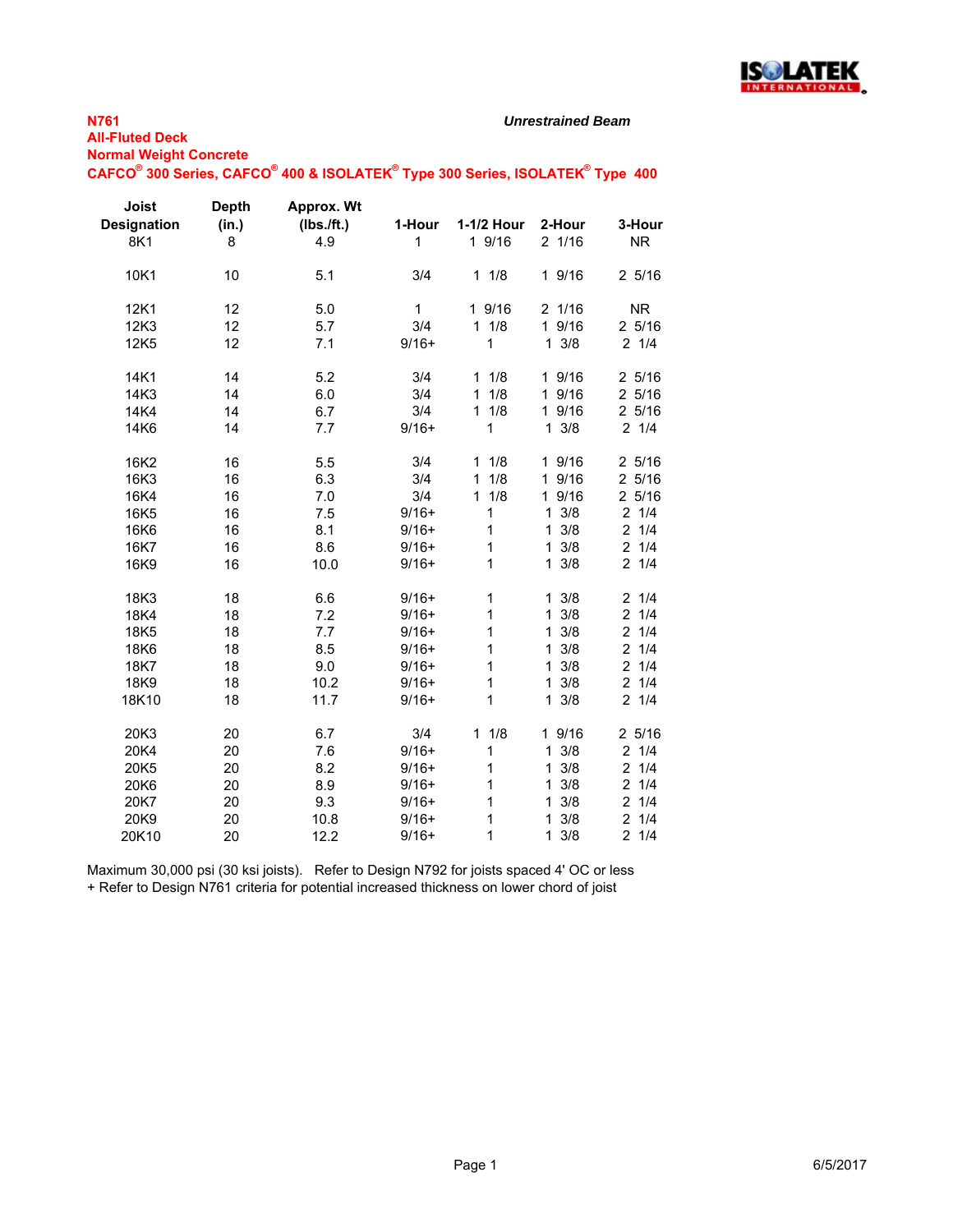**N761**

**All-Fluted Deck**

**Normal Weight Concrete**

**CAFCO® 300 Series, CAFCO® 400 & ISOLATEK® Type 300 Series, ISOLATEK® Type 400**

***Unrestrained Beam***

| Joist Designation | Depth (in.) | Approx. Wt (lbs./ft.) | 1-Hour | 1-1/2 Hour | 2-Hour | 3-Hour |
|---|---|---|---|---|---|---|
| 8K1 | 8 | 4.9 | 1 | 1 9/16 | 2 1/16 | NR |
| 10K1 | 10 | 5.1 | 3/4 | 1 1/8 | 1 9/16 | 2 5/16 |
| 12K1 | 12 | 5.0 | 1 | 1 9/16 | 2 1/16 | NR |
| 12K3 | 12 | 5.7 | 3/4 | 1 1/8 | 1 9/16 | 2 5/16 |
| 12K5 | 12 | 7.1 | 9/16+ | 1 | 1 3/8 | 2 1/4 |
| 14K1 | 14 | 5.2 | 3/4 | 1 1/8 | 1 9/16 | 2 5/16 |
| 14K3 | 14 | 6.0 | 3/4 | 1 1/8 | 1 9/16 | 2 5/16 |
| 14K4 | 14 | 6.7 | 3/4 | 1 1/8 | 1 9/16 | 2 5/16 |
| 14K6 | 14 | 7.7 | 9/16+ | 1 | 1 3/8 | 2 1/4 |
| 16K2 | 16 | 5.5 | 3/4 | 1 1/8 | 1 9/16 | 2 5/16 |
| 16K3 | 16 | 6.3 | 3/4 | 1 1/8 | 1 9/16 | 2 5/16 |
| 16K4 | 16 | 7.0 | 3/4 | 1 1/8 | 1 9/16 | 2 5/16 |
| 16K5 | 16 | 7.5 | 9/16+ | 1 | 1 3/8 | 2 1/4 |
| 16K6 | 16 | 8.1 | 9/16+ | 1 | 1 3/8 | 2 1/4 |
| 16K7 | 16 | 8.6 | 9/16+ | 1 | 1 3/8 | 2 1/4 |
| 16K9 | 16 | 10.0 | 9/16+ | 1 | 1 3/8 | 2 1/4 |
| 18K3 | 18 | 6.6 | 9/16+ | 1 | 1 3/8 | 2 1/4 |
| 18K4 | 18 | 7.2 | 9/16+ | 1 | 1 3/8 | 2 1/4 |
| 18K5 | 18 | 7.7 | 9/16+ | 1 | 1 3/8 | 2 1/4 |
| 18K6 | 18 | 8.5 | 9/16+ | 1 | 1 3/8 | 2 1/4 |
| 18K7 | 18 | 9.0 | 9/16+ | 1 | 1 3/8 | 2 1/4 |
| 18K9 | 18 | 10.2 | 9/16+ | 1 | 1 3/8 | 2 1/4 |
| 18K10 | 18 | 11.7 | 9/16+ | 1 | 1 3/8 | 2 1/4 |
| 20K3 | 20 | 6.7 | 3/4 | 1 1/8 | 1 9/16 | 2 5/16 |
| 20K4 | 20 | 7.6 | 9/16+ | 1 | 1 3/8 | 2 1/4 |
| 20K5 | 20 | 8.2 | 9/16+ | 1 | 1 3/8 | 2 1/4 |
| 20K6 | 20 | 8.9 | 9/16+ | 1 | 1 3/8 | 2 1/4 |
| 20K7 | 20 | 9.3 | 9/16+ | 1 | 1 3/8 | 2 1/4 |
| 20K9 | 20 | 10.8 | 9/16+ | 1 | 1 3/8 | 2 1/4 |
| 20K10 | 20 | 12.2 | 9/16+ | 1 | 1 3/8 | 2 1/4 |

Maximum 30,000 psi (30 ksi joists). Refer to Design N792 for joists spaced 4' OC or less

+ Refer to Design N761 criteria for potential increased thickness on lower chord of joist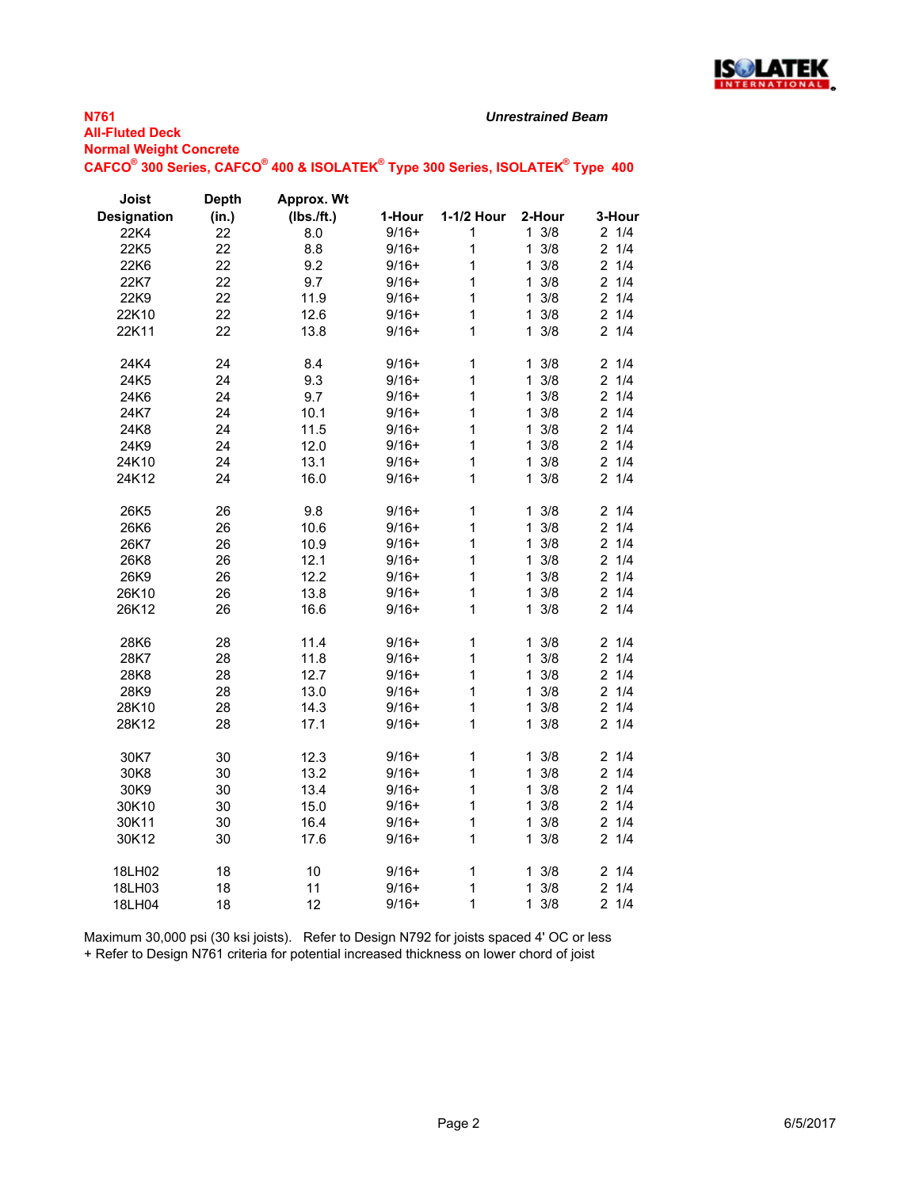**N761**

**All-Fluted Deck**

**Normal Weight Concrete**

**CAFCO® 300 Series, CAFCO® 400 & ISOLATEK® Type 300 Series, ISOLATEK® Type 400**

***Unrestrained Beam***

| Joist Designation | Depth (in.) | Approx. Wt (lbs./ft.) | 1-Hour | 1-1/2 Hour | 2-Hour | 3-Hour |
|---|---|---|---|---|---|---|
| 22K4 | 22 | 8.0 | 9/16+ | 1 | 1 3/8 | 2 1/4 |
| 22K5 | 22 | 8.8 | 9/16+ | 1 | 1 3/8 | 2 1/4 |
| 22K6 | 22 | 9.2 | 9/16+ | 1 | 1 3/8 | 2 1/4 |
| 22K7 | 22 | 9.7 | 9/16+ | 1 | 1 3/8 | 2 1/4 |
| 22K9 | 22 | 11.9 | 9/16+ | 1 | 1 3/8 | 2 1/4 |
| 22K10 | 22 | 12.6 | 9/16+ | 1 | 1 3/8 | 2 1/4 |
| 22K11 | 22 | 13.8 | 9/16+ | 1 | 1 3/8 | 2 1/4 |
| 24K4 | 24 | 8.4 | 9/16+ | 1 | 1 3/8 | 2 1/4 |
| 24K5 | 24 | 9.3 | 9/16+ | 1 | 1 3/8 | 2 1/4 |
| 24K6 | 24 | 9.7 | 9/16+ | 1 | 1 3/8 | 2 1/4 |
| 24K7 | 24 | 10.1 | 9/16+ | 1 | 1 3/8 | 2 1/4 |
| 24K8 | 24 | 11.5 | 9/16+ | 1 | 1 3/8 | 2 1/4 |
| 24K9 | 24 | 12.0 | 9/16+ | 1 | 1 3/8 | 2 1/4 |
| 24K10 | 24 | 13.1 | 9/16+ | 1 | 1 3/8 | 2 1/4 |
| 24K12 | 24 | 16.0 | 9/16+ | 1 | 1 3/8 | 2 1/4 |
| 26K5 | 26 | 9.8 | 9/16+ | 1 | 1 3/8 | 2 1/4 |
| 26K6 | 26 | 10.6 | 9/16+ | 1 | 1 3/8 | 2 1/4 |
| 26K7 | 26 | 10.9 | 9/16+ | 1 | 1 3/8 | 2 1/4 |
| 26K8 | 26 | 12.1 | 9/16+ | 1 | 1 3/8 | 2 1/4 |
| 26K9 | 26 | 12.2 | 9/16+ | 1 | 1 3/8 | 2 1/4 |
| 26K10 | 26 | 13.8 | 9/16+ | 1 | 1 3/8 | 2 1/4 |
| 26K12 | 26 | 16.6 | 9/16+ | 1 | 1 3/8 | 2 1/4 |
| 28K6 | 28 | 11.4 | 9/16+ | 1 | 1 3/8 | 2 1/4 |
| 28K7 | 28 | 11.8 | 9/16+ | 1 | 1 3/8 | 2 1/4 |
| 28K8 | 28 | 12.7 | 9/16+ | 1 | 1 3/8 | 2 1/4 |
| 28K9 | 28 | 13.0 | 9/16+ | 1 | 1 3/8 | 2 1/4 |
| 28K10 | 28 | 14.3 | 9/16+ | 1 | 1 3/8 | 2 1/4 |
| 28K12 | 28 | 17.1 | 9/16+ | 1 | 1 3/8 | 2 1/4 |
| 30K7 | 30 | 12.3 | 9/16+ | 1 | 1 3/8 | 2 1/4 |
| 30K8 | 30 | 13.2 | 9/16+ | 1 | 1 3/8 | 2 1/4 |
| 30K9 | 30 | 13.4 | 9/16+ | 1 | 1 3/8 | 2 1/4 |
| 30K10 | 30 | 15.0 | 9/16+ | 1 | 1 3/8 | 2 1/4 |
| 30K11 | 30 | 16.4 | 9/16+ | 1 | 1 3/8 | 2 1/4 |
| 30K12 | 30 | 17.6 | 9/16+ | 1 | 1 3/8 | 2 1/4 |
| 18LH02 | 18 | 10 | 9/16+ | 1 | 1 3/8 | 2 1/4 |
| 18LH03 | 18 | 11 | 9/16+ | 1 | 1 3/8 | 2 1/4 |
| 18LH04 | 18 | 12 | 9/16+ | 1 | 1 3/8 | 2 1/4 |

Maximum 30,000 psi (30 ksi joists). Refer to Design N792 for joists spaced 4' OC or less

+ Refer to Design N761 criteria for potential increased thickness on lower chord of joist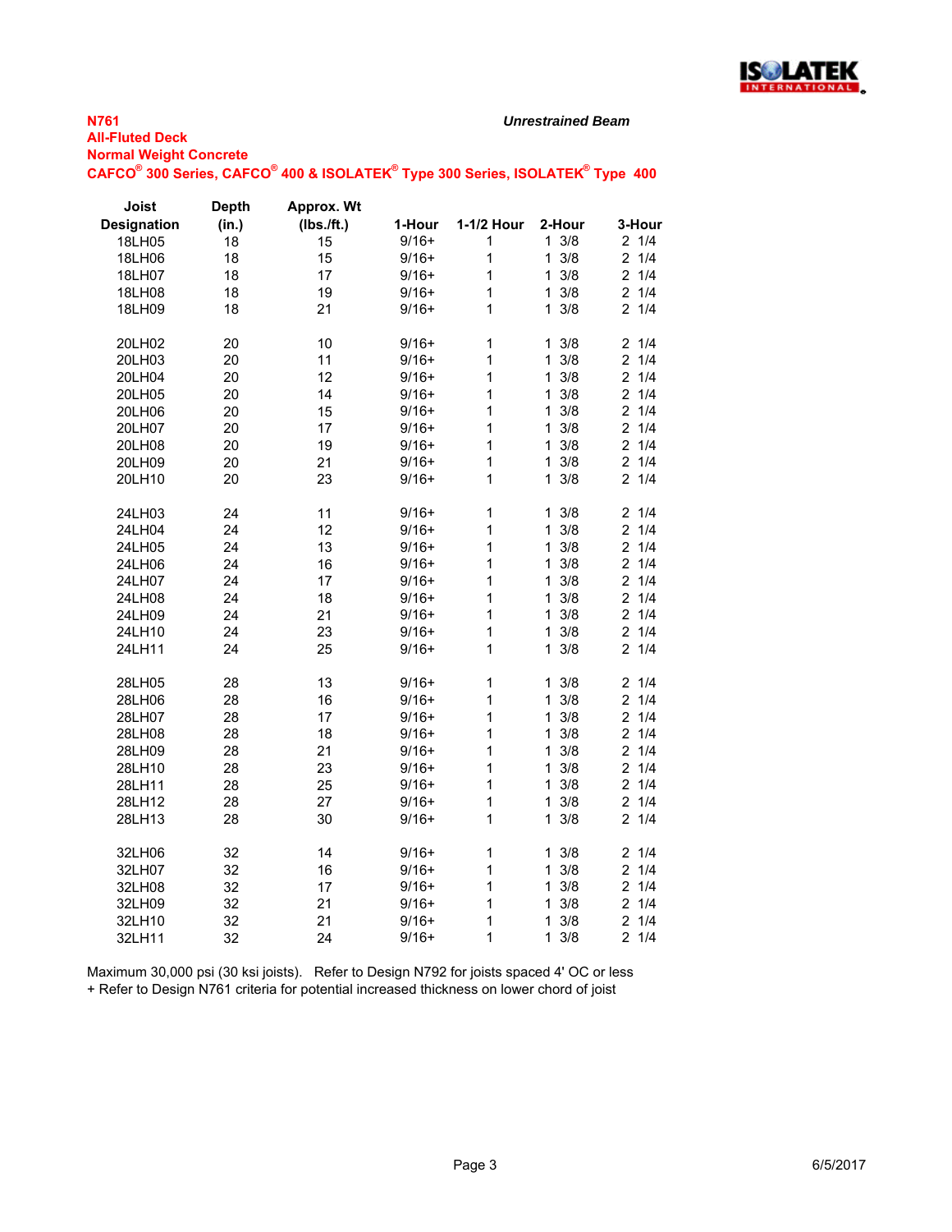**N761**
**All-Fluted Deck**
**Normal Weight Concrete**
**CAFCO® 300 Series, CAFCO® 400 & ISOLATEK® Type 300 Series, ISOLATEK® Type 400**

***Unrestrained Beam***

| Joist Designation | Depth (in.) | Approx. Wt (lbs./ft.) | 1-Hour | 1-1/2 Hour | 2-Hour | 3-Hour |
|---|---|---|---|---|---|---|
| 18LH05 | 18 | 15 | 9/16+ | 1 | 1 3/8 | 2 1/4 |
| 18LH06 | 18 | 15 | 9/16+ | 1 | 1 3/8 | 2 1/4 |
| 18LH07 | 18 | 17 | 9/16+ | 1 | 1 3/8 | 2 1/4 |
| 18LH08 | 18 | 19 | 9/16+ | 1 | 1 3/8 | 2 1/4 |
| 18LH09 | 18 | 21 | 9/16+ | 1 | 1 3/8 | 2 1/4 |
| | | | | | | |
| 20LH02 | 20 | 10 | 9/16+ | 1 | 1 3/8 | 2 1/4 |
| 20LH03 | 20 | 11 | 9/16+ | 1 | 1 3/8 | 2 1/4 |
| 20LH04 | 20 | 12 | 9/16+ | 1 | 1 3/8 | 2 1/4 |
| 20LH05 | 20 | 14 | 9/16+ | 1 | 1 3/8 | 2 1/4 |
| 20LH06 | 20 | 15 | 9/16+ | 1 | 1 3/8 | 2 1/4 |
| 20LH07 | 20 | 17 | 9/16+ | 1 | 1 3/8 | 2 1/4 |
| 20LH08 | 20 | 19 | 9/16+ | 1 | 1 3/8 | 2 1/4 |
| 20LH09 | 20 | 21 | 9/16+ | 1 | 1 3/8 | 2 1/4 |
| 20LH10 | 20 | 23 | 9/16+ | 1 | 1 3/8 | 2 1/4 |
| | | | | | | |
| 24LH03 | 24 | 11 | 9/16+ | 1 | 1 3/8 | 2 1/4 |
| 24LH04 | 24 | 12 | 9/16+ | 1 | 1 3/8 | 2 1/4 |
| 24LH05 | 24 | 13 | 9/16+ | 1 | 1 3/8 | 2 1/4 |
| 24LH06 | 24 | 16 | 9/16+ | 1 | 1 3/8 | 2 1/4 |
| 24LH07 | 24 | 17 | 9/16+ | 1 | 1 3/8 | 2 1/4 |
| 24LH08 | 24 | 18 | 9/16+ | 1 | 1 3/8 | 2 1/4 |
| 24LH09 | 24 | 21 | 9/16+ | 1 | 1 3/8 | 2 1/4 |
| 24LH10 | 24 | 23 | 9/16+ | 1 | 1 3/8 | 2 1/4 |
| 24LH11 | 24 | 25 | 9/16+ | 1 | 1 3/8 | 2 1/4 |
| | | | | | | |
| 28LH05 | 28 | 13 | 9/16+ | 1 | 1 3/8 | 2 1/4 |
| 28LH06 | 28 | 16 | 9/16+ | 1 | 1 3/8 | 2 1/4 |
| 28LH07 | 28 | 17 | 9/16+ | 1 | 1 3/8 | 2 1/4 |
| 28LH08 | 28 | 18 | 9/16+ | 1 | 1 3/8 | 2 1/4 |
| 28LH09 | 28 | 21 | 9/16+ | 1 | 1 3/8 | 2 1/4 |
| 28LH10 | 28 | 23 | 9/16+ | 1 | 1 3/8 | 2 1/4 |
| 28LH11 | 28 | 25 | 9/16+ | 1 | 1 3/8 | 2 1/4 |
| 28LH12 | 28 | 27 | 9/16+ | 1 | 1 3/8 | 2 1/4 |
| 28LH13 | 28 | 30 | 9/16+ | 1 | 1 3/8 | 2 1/4 |
| | | | | | | |
| 32LH06 | 32 | 14 | 9/16+ | 1 | 1 3/8 | 2 1/4 |
| 32LH07 | 32 | 16 | 9/16+ | 1 | 1 3/8 | 2 1/4 |
| 32LH08 | 32 | 17 | 9/16+ | 1 | 1 3/8 | 2 1/4 |
| 32LH09 | 32 | 21 | 9/16+ | 1 | 1 3/8 | 2 1/4 |
| 32LH10 | 32 | 21 | 9/16+ | 1 | 1 3/8 | 2 1/4 |
| 32LH11 | 32 | 24 | 9/16+ | 1 | 1 3/8 | 2 1/4 |

Maximum 30,000 psi (30 ksi joists). Refer to Design N792 for joists spaced 4' OC or less
+ Refer to Design N761 criteria for potential increased thickness on lower chord of joist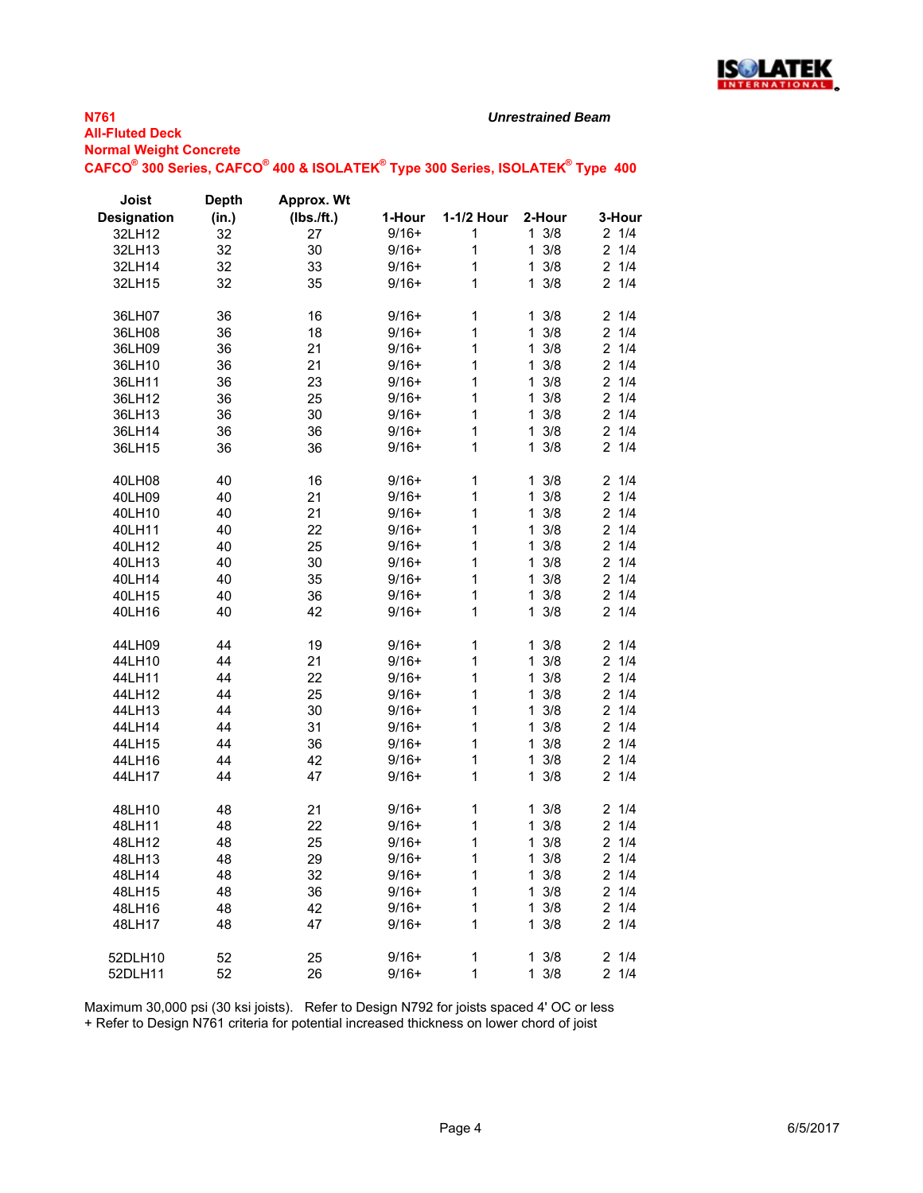**N761**

**All-Fluted Deck**

**Normal Weight Concrete**

**CAFCO® 300 Series, CAFCO® 400 & ISOLATEK® Type 300 Series, ISOLATEK® Type 400**

***Unrestrained Beam***

| Joist Designation | Depth (in.) | Approx. Wt (lbs./ft.) | 1-Hour | 1-1/2 Hour | 2-Hour | 3-Hour |
|---|---|---|---|---|---|---|
| 32LH12 | 32 | 27 | 9/16+ | 1 | 1 3/8 | 2 1/4 |
| 32LH13 | 32 | 30 | 9/16+ | 1 | 1 3/8 | 2 1/4 |
| 32LH14 | 32 | 33 | 9/16+ | 1 | 1 3/8 | 2 1/4 |
| 32LH15 | 32 | 35 | 9/16+ | 1 | 1 3/8 | 2 1/4 |
| | | | | | | |
| 36LH07 | 36 | 16 | 9/16+ | 1 | 1 3/8 | 2 1/4 |
| 36LH08 | 36 | 18 | 9/16+ | 1 | 1 3/8 | 2 1/4 |
| 36LH09 | 36 | 21 | 9/16+ | 1 | 1 3/8 | 2 1/4 |
| 36LH10 | 36 | 21 | 9/16+ | 1 | 1 3/8 | 2 1/4 |
| 36LH11 | 36 | 23 | 9/16+ | 1 | 1 3/8 | 2 1/4 |
| 36LH12 | 36 | 25 | 9/16+ | 1 | 1 3/8 | 2 1/4 |
| 36LH13 | 36 | 30 | 9/16+ | 1 | 1 3/8 | 2 1/4 |
| 36LH14 | 36 | 36 | 9/16+ | 1 | 1 3/8 | 2 1/4 |
| 36LH15 | 36 | 36 | 9/16+ | 1 | 1 3/8 | 2 1/4 |
| | | | | | | |
| 40LH08 | 40 | 16 | 9/16+ | 1 | 1 3/8 | 2 1/4 |
| 40LH09 | 40 | 21 | 9/16+ | 1 | 1 3/8 | 2 1/4 |
| 40LH10 | 40 | 21 | 9/16+ | 1 | 1 3/8 | 2 1/4 |
| 40LH11 | 40 | 22 | 9/16+ | 1 | 1 3/8 | 2 1/4 |
| 40LH12 | 40 | 25 | 9/16+ | 1 | 1 3/8 | 2 1/4 |
| 40LH13 | 40 | 30 | 9/16+ | 1 | 1 3/8 | 2 1/4 |
| 40LH14 | 40 | 35 | 9/16+ | 1 | 1 3/8 | 2 1/4 |
| 40LH15 | 40 | 36 | 9/16+ | 1 | 1 3/8 | 2 1/4 |
| 40LH16 | 40 | 42 | 9/16+ | 1 | 1 3/8 | 2 1/4 |
| | | | | | | |
| 44LH09 | 44 | 19 | 9/16+ | 1 | 1 3/8 | 2 1/4 |
| 44LH10 | 44 | 21 | 9/16+ | 1 | 1 3/8 | 2 1/4 |
| 44LH11 | 44 | 22 | 9/16+ | 1 | 1 3/8 | 2 1/4 |
| 44LH12 | 44 | 25 | 9/16+ | 1 | 1 3/8 | 2 1/4 |
| 44LH13 | 44 | 30 | 9/16+ | 1 | 1 3/8 | 2 1/4 |
| 44LH14 | 44 | 31 | 9/16+ | 1 | 1 3/8 | 2 1/4 |
| 44LH15 | 44 | 36 | 9/16+ | 1 | 1 3/8 | 2 1/4 |
| 44LH16 | 44 | 42 | 9/16+ | 1 | 1 3/8 | 2 1/4 |
| 44LH17 | 44 | 47 | 9/16+ | 1 | 1 3/8 | 2 1/4 |
| | | | | | | |
| 48LH10 | 48 | 21 | 9/16+ | 1 | 1 3/8 | 2 1/4 |
| 48LH11 | 48 | 22 | 9/16+ | 1 | 1 3/8 | 2 1/4 |
| 48LH12 | 48 | 25 | 9/16+ | 1 | 1 3/8 | 2 1/4 |
| 48LH13 | 48 | 29 | 9/16+ | 1 | 1 3/8 | 2 1/4 |
| 48LH14 | 48 | 32 | 9/16+ | 1 | 1 3/8 | 2 1/4 |
| 48LH15 | 48 | 36 | 9/16+ | 1 | 1 3/8 | 2 1/4 |
| 48LH16 | 48 | 42 | 9/16+ | 1 | 1 3/8 | 2 1/4 |
| 48LH17 | 48 | 47 | 9/16+ | 1 | 1 3/8 | 2 1/4 |
| | | | | | | |
| 52DLH10 | 52 | 25 | 9/16+ | 1 | 1 3/8 | 2 1/4 |
| 52DLH11 | 52 | 26 | 9/16+ | 1 | 1 3/8 | 2 1/4 |

Maximum 30,000 psi (30 ksi joists). Refer to Design N792 for joists spaced 4' OC or less

+ Refer to Design N761 criteria for potential increased thickness on lower chord of joist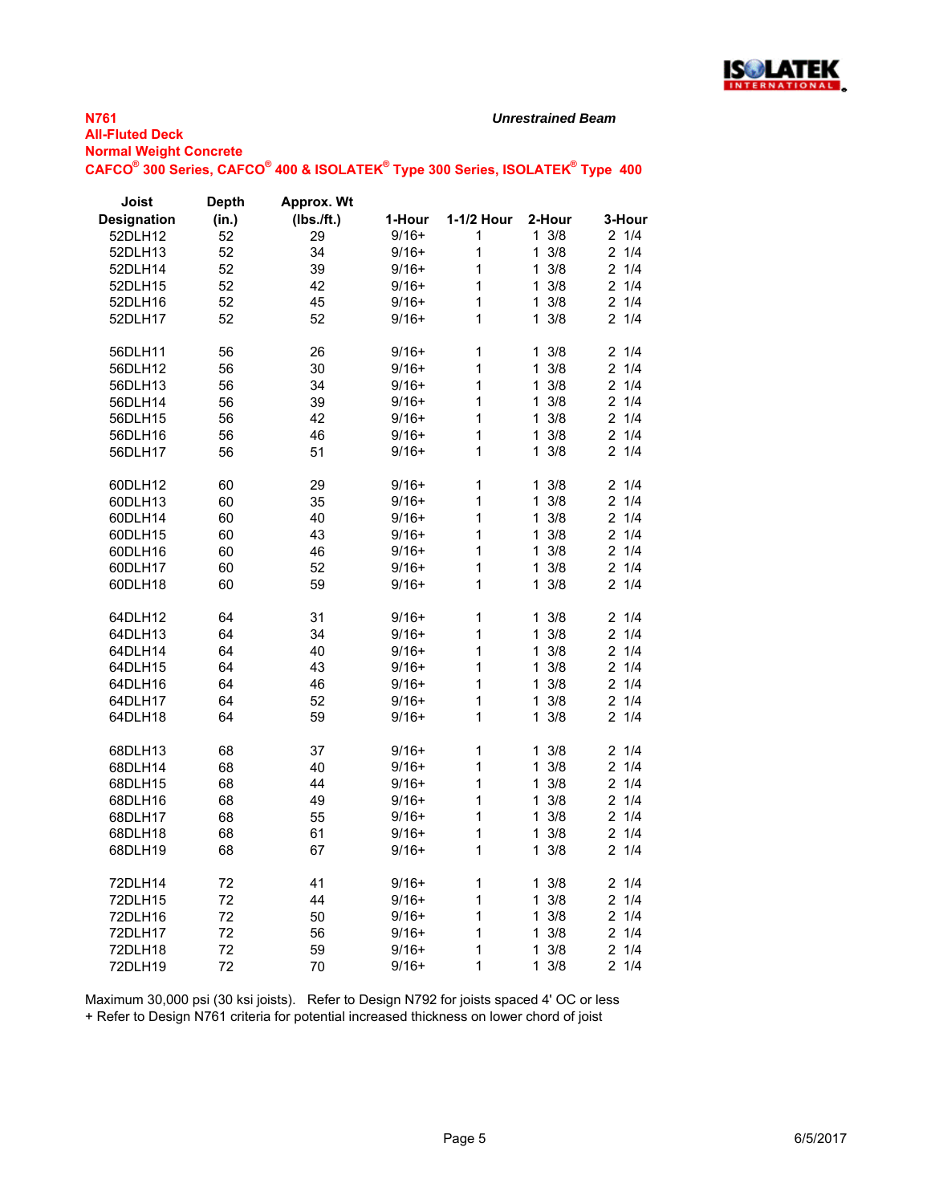**N761**
**All-Fluted Deck**
**Normal Weight Concrete**
**CAFCO® 300 Series, CAFCO® 400 & ISOLATEK® Type 300 Series, ISOLATEK® Type 400**

***Unrestrained Beam***

| Joist Designation | Depth (in.) | Approx. Wt (lbs./ft.) | 1-Hour | 1-1/2 Hour | 2-Hour | 3-Hour |
|---|---|---|---|---|---|---|
| 52DLH12 | 52 | 29 | 9/16+ | 1 | 1 3/8 | 2 1/4 |
| 52DLH13 | 52 | 34 | 9/16+ | 1 | 1 3/8 | 2 1/4 |
| 52DLH14 | 52 | 39 | 9/16+ | 1 | 1 3/8 | 2 1/4 |
| 52DLH15 | 52 | 42 | 9/16+ | 1 | 1 3/8 | 2 1/4 |
| 52DLH16 | 52 | 45 | 9/16+ | 1 | 1 3/8 | 2 1/4 |
| 52DLH17 | 52 | 52 | 9/16+ | 1 | 1 3/8 | 2 1/4 |
| 56DLH11 | 56 | 26 | 9/16+ | 1 | 1 3/8 | 2 1/4 |
| 56DLH12 | 56 | 30 | 9/16+ | 1 | 1 3/8 | 2 1/4 |
| 56DLH13 | 56 | 34 | 9/16+ | 1 | 1 3/8 | 2 1/4 |
| 56DLH14 | 56 | 39 | 9/16+ | 1 | 1 3/8 | 2 1/4 |
| 56DLH15 | 56 | 42 | 9/16+ | 1 | 1 3/8 | 2 1/4 |
| 56DLH16 | 56 | 46 | 9/16+ | 1 | 1 3/8 | 2 1/4 |
| 56DLH17 | 56 | 51 | 9/16+ | 1 | 1 3/8 | 2 1/4 |
| 60DLH12 | 60 | 29 | 9/16+ | 1 | 1 3/8 | 2 1/4 |
| 60DLH13 | 60 | 35 | 9/16+ | 1 | 1 3/8 | 2 1/4 |
| 60DLH14 | 60 | 40 | 9/16+ | 1 | 1 3/8 | 2 1/4 |
| 60DLH15 | 60 | 43 | 9/16+ | 1 | 1 3/8 | 2 1/4 |
| 60DLH16 | 60 | 46 | 9/16+ | 1 | 1 3/8 | 2 1/4 |
| 60DLH17 | 60 | 52 | 9/16+ | 1 | 1 3/8 | 2 1/4 |
| 60DLH18 | 60 | 59 | 9/16+ | 1 | 1 3/8 | 2 1/4 |
| 64DLH12 | 64 | 31 | 9/16+ | 1 | 1 3/8 | 2 1/4 |
| 64DLH13 | 64 | 34 | 9/16+ | 1 | 1 3/8 | 2 1/4 |
| 64DLH14 | 64 | 40 | 9/16+ | 1 | 1 3/8 | 2 1/4 |
| 64DLH15 | 64 | 43 | 9/16+ | 1 | 1 3/8 | 2 1/4 |
| 64DLH16 | 64 | 46 | 9/16+ | 1 | 1 3/8 | 2 1/4 |
| 64DLH17 | 64 | 52 | 9/16+ | 1 | 1 3/8 | 2 1/4 |
| 64DLH18 | 64 | 59 | 9/16+ | 1 | 1 3/8 | 2 1/4 |
| 68DLH13 | 68 | 37 | 9/16+ | 1 | 1 3/8 | 2 1/4 |
| 68DLH14 | 68 | 40 | 9/16+ | 1 | 1 3/8 | 2 1/4 |
| 68DLH15 | 68 | 44 | 9/16+ | 1 | 1 3/8 | 2 1/4 |
| 68DLH16 | 68 | 49 | 9/16+ | 1 | 1 3/8 | 2 1/4 |
| 68DLH17 | 68 | 55 | 9/16+ | 1 | 1 3/8 | 2 1/4 |
| 68DLH18 | 68 | 61 | 9/16+ | 1 | 1 3/8 | 2 1/4 |
| 68DLH19 | 68 | 67 | 9/16+ | 1 | 1 3/8 | 2 1/4 |
| 72DLH14 | 72 | 41 | 9/16+ | 1 | 1 3/8 | 2 1/4 |
| 72DLH15 | 72 | 44 | 9/16+ | 1 | 1 3/8 | 2 1/4 |
| 72DLH16 | 72 | 50 | 9/16+ | 1 | 1 3/8 | 2 1/4 |
| 72DLH17 | 72 | 56 | 9/16+ | 1 | 1 3/8 | 2 1/4 |
| 72DLH18 | 72 | 59 | 9/16+ | 1 | 1 3/8 | 2 1/4 |
| 72DLH19 | 72 | 70 | 9/16+ | 1 | 1 3/8 | 2 1/4 |

Maximum 30,000 psi (30 ksi joists). Refer to Design N792 for joists spaced 4' OC or less
+ Refer to Design N761 criteria for potential increased thickness on lower chord of joist